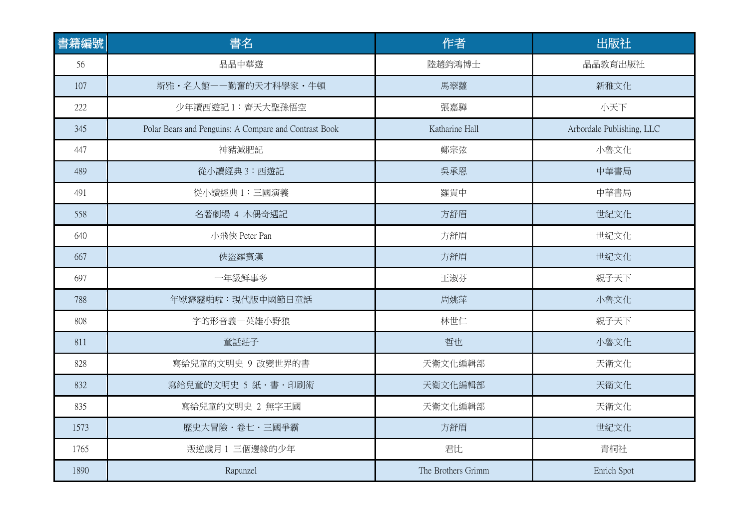| 書籍編號 | 書名 | 作者 | 出版社 |
|---|---|---|---|
| 56 | 晶晶中華遊 | 陸趙鈞鴻博士 | 晶晶教育出版社 |
| 107 | 新雅・名人館——勤奮的天才科學家・牛頓 | 馬翠蘿 | 新雅文化 |
| 222 | 少年讀西遊記 1：齊天大聖孫悟空 | 張嘉驊 | 小天下 |
| 345 | Polar Bears and Penguins: A Compare and Contrast Book | Katharine Hall | Arbordale Publishing, LLC |
| 447 | 神豬減肥記 | 鄭宗弦 | 小魯文化 |
| 489 | 從小讀經典 3：西遊記 | 吳承恩 | 中華書局 |
| 491 | 從小讀經典 1：三國演義 | 羅貫中 | 中華書局 |
| 558 | 名著劇場 4 木偶奇遇記 | 方舒眉 | 世紀文化 |
| 640 | 小飛俠 Peter Pan | 方舒眉 | 世紀文化 |
| 667 | 俠盜羅賓漢 | 方舒眉 | 世紀文化 |
| 697 | 一年級鮮事多 | 王淑芬 | 親子天下 |
| 788 | 年獸霹靂啪啦：現代版中國節日童話 | 周姚萍 | 小魯文化 |
| 808 | 字的形音義—英雄小野狼 | 林世仁 | 親子天下 |
| 811 | 童話莊子 | 哲也 | 小魯文化 |
| 828 | 寫給兒童的文明史 9 改變世界的書 | 天衛文化編輯部 | 天衛文化 |
| 832 | 寫給兒童的文明史 5 紙・書・印刷術 | 天衛文化編輯部 | 天衛文化 |
| 835 | 寫給兒童的文明史 2 無字王國 | 天衛文化編輯部 | 天衛文化 |
| 1573 | 歷史大冒險・卷七・三國爭霸 | 方舒眉 | 世紀文化 |
| 1765 | 叛逆歲月 1 三個邊緣的少年 | 君比 | 青桐社 |
| 1890 | Rapunzel | The Brothers Grimm | Enrich Spot |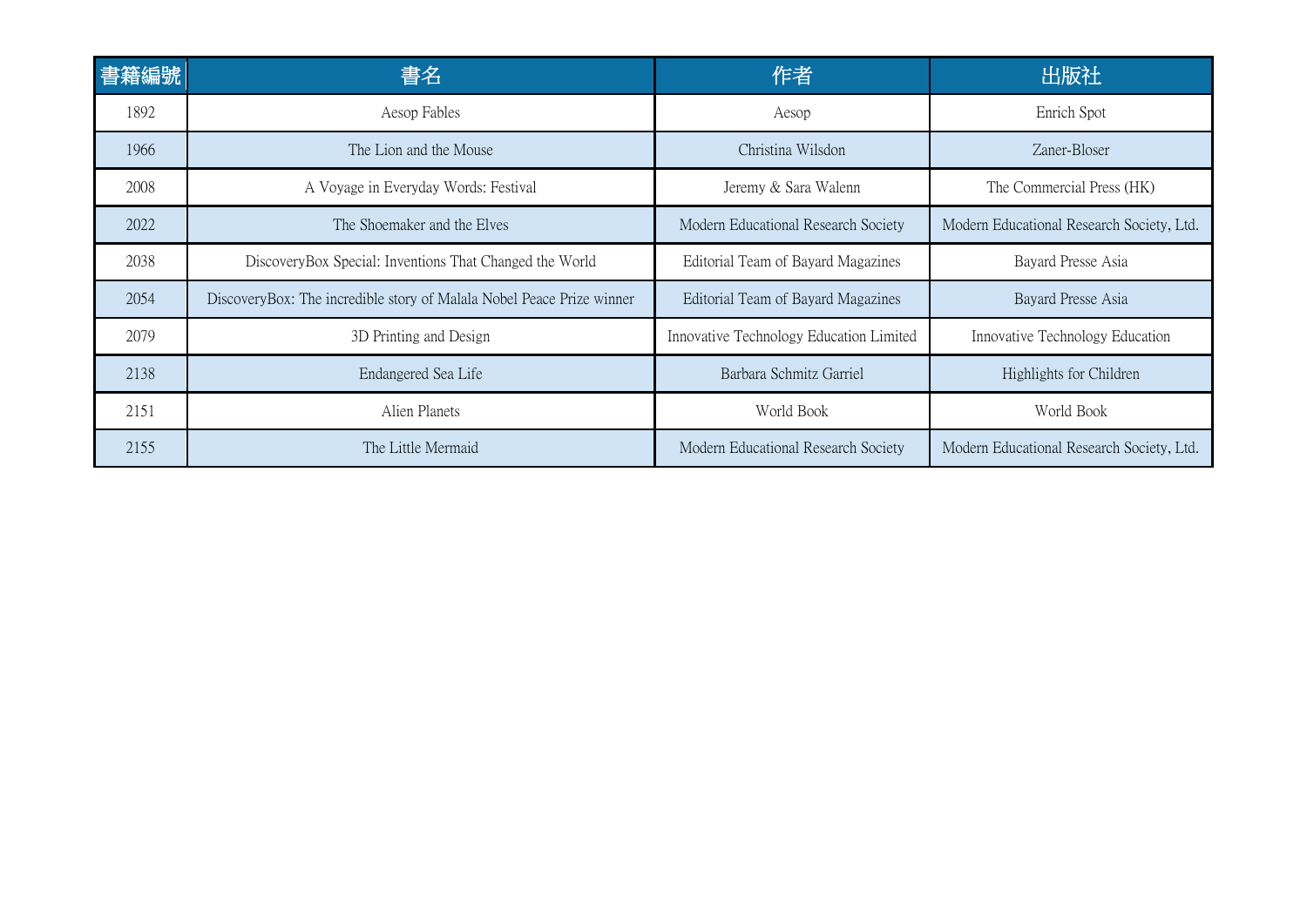| 書籍編號 | 書名 | 作者 | 出版社 |
|---|---|---|---|
| 1892 | Aesop Fables | Aesop | Enrich Spot |
| 1966 | The Lion and the Mouse | Christina Wilsdon | Zaner-Bloser |
| 2008 | A Voyage in Everyday Words: Festival | Jeremy & Sara Walenn | The Commercial Press (HK) |
| 2022 | The Shoemaker and the Elves | Modern Educational Research Society | Modern Educational Research Society, Ltd. |
| 2038 | DiscoveryBox Special: Inventions That Changed the World | Editorial Team of Bayard Magazines | Bayard Presse Asia |
| 2054 | DiscoveryBox: The incredible story of Malala Nobel Peace Prize winner | Editorial Team of Bayard Magazines | Bayard Presse Asia |
| 2079 | 3D Printing and Design | Innovative Technology Education Limited | Innovative Technology Education |
| 2138 | Endangered Sea Life | Barbara Schmitz Garriel | Highlights for Children |
| 2151 | Alien Planets | World Book | World Book |
| 2155 | The Little Mermaid | Modern Educational Research Society | Modern Educational Research Society, Ltd. |